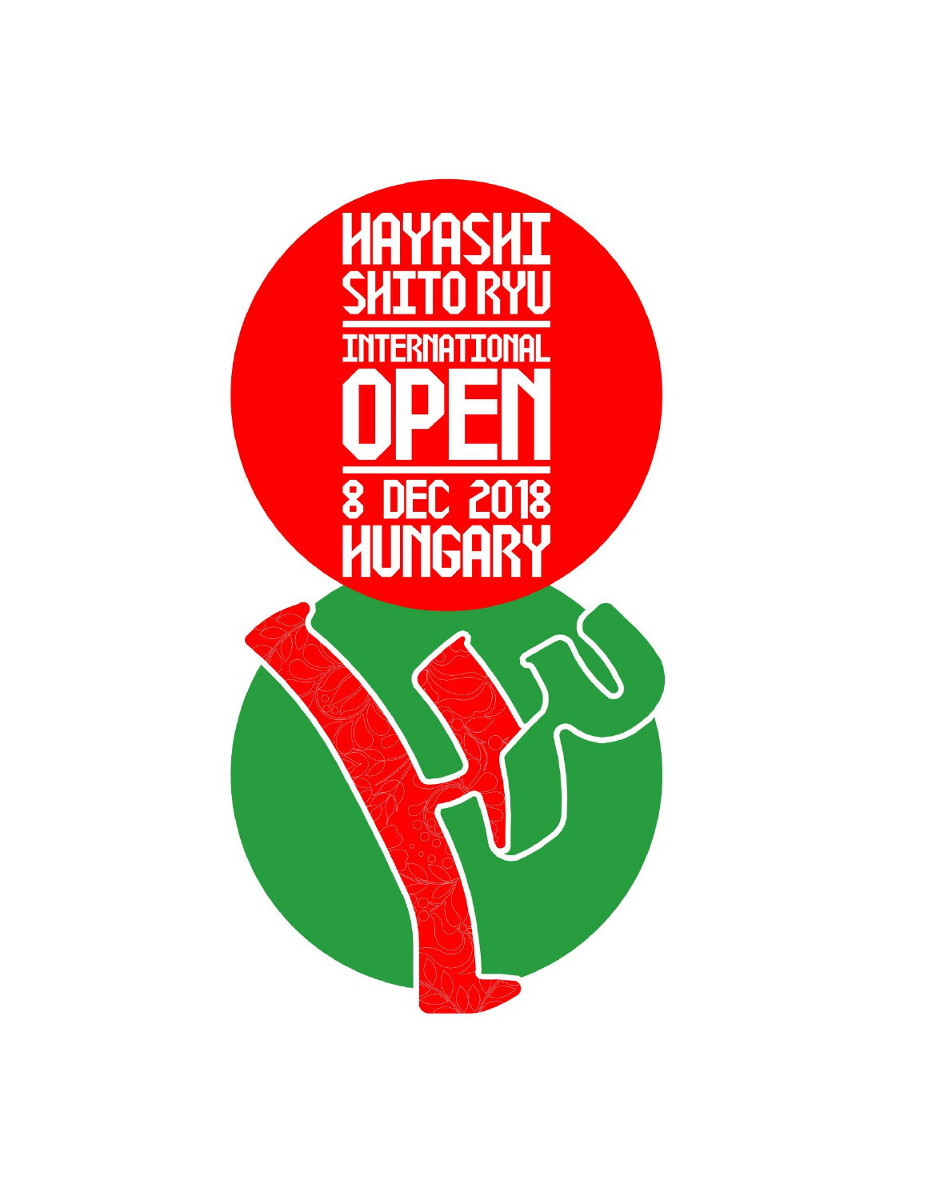# HAYASHI SHITO RYU

## INTERNATIONAL

# OPEN

## 8 DEC 2018
## HUNGARY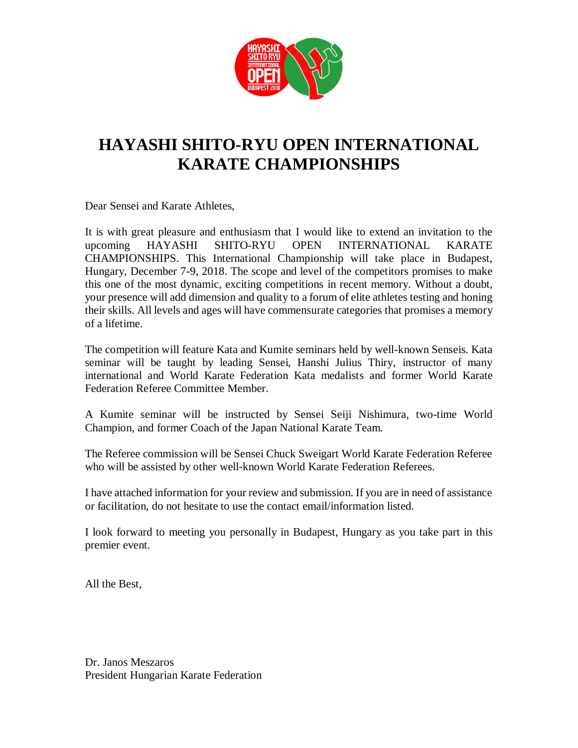# HAYASHI SHITO-RYU OPEN INTERNATIONAL KARATE CHAMPIONSHIPS

Dear Sensei and Karate Athletes,

It is with great pleasure and enthusiasm that I would like to extend an invitation to the upcoming HAYASHI SHITO-RYU OPEN INTERNATIONAL KARATE CHAMPIONSHIPS. This International Championship will take place in Budapest, Hungary, December 7-9, 2018. The scope and level of the competitors promises to make this one of the most dynamic, exciting competitions in recent memory. Without a doubt, your presence will add dimension and quality to a forum of elite athletes testing and honing their skills. All levels and ages will have commensurate categories that promises a memory of a lifetime.

The competition will feature Kata and Kumite seminars held by well-known Senseis. Kata seminar will be taught by leading Sensei, Hanshi Julius Thiry, instructor of many international and World Karate Federation Kata medalists and former World Karate Federation Referee Committee Member.

A Kumite seminar will be instructed by Sensei Seiji Nishimura, two-time World Champion, and former Coach of the Japan National Karate Team.

The Referee commission will be Sensei Chuck Sweigart World Karate Federation Referee who will be assisted by other well-known World Karate Federation Referees.

I have attached information for your review and submission. If you are in need of assistance or facilitation, do not hesitate to use the contact email/information listed.

I look forward to meeting you personally in Budapest, Hungary as you take part in this premier event.

All the Best,

Dr. Janos Meszaros
President Hungarian Karate Federation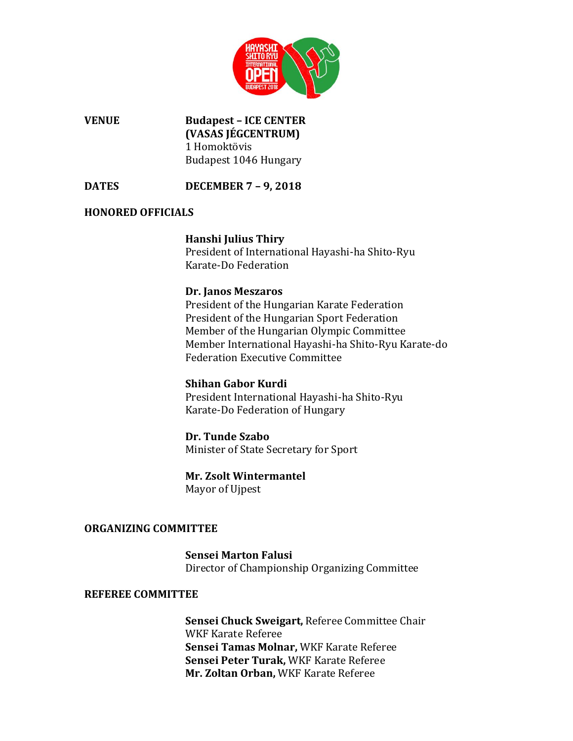**VENUE**

**Budapest – ICE CENTER (VASAS JÉGCENTRUM)**
1 Homoktövis
Budapest 1046 Hungary

**DATES**

**DECEMBER 7 – 9, 2018**

**HONORED OFFICIALS**

**Hanshi Julius Thiry**
President of International Hayashi-ha Shito-Ryu Karate-Do Federation

**Dr. Janos Meszaros**
President of the Hungarian Karate Federation
President of the Hungarian Sport Federation
Member of the Hungarian Olympic Committee
Member International Hayashi-ha Shito-Ryu Karate-do Federation Executive Committee

**Shihan Gabor Kurdi**
President International Hayashi-ha Shito-Ryu Karate-Do Federation of Hungary

**Dr. Tunde Szabo**
Minister of State Secretary for Sport

**Mr. Zsolt Wintermantel**
Mayor of Ujpest

**ORGANIZING COMMITTEE**

**Sensei Marton Falusi**
Director of Championship Organizing Committee

**REFEREE COMMITTEE**

**Sensei Chuck Sweigart,** Referee Committee Chair
WKF Karate Referee
**Sensei Tamas Molnar,** WKF Karate Referee
**Sensei Peter Turak,** WKF Karate Referee
**Mr. Zoltan Orban,** WKF Karate Referee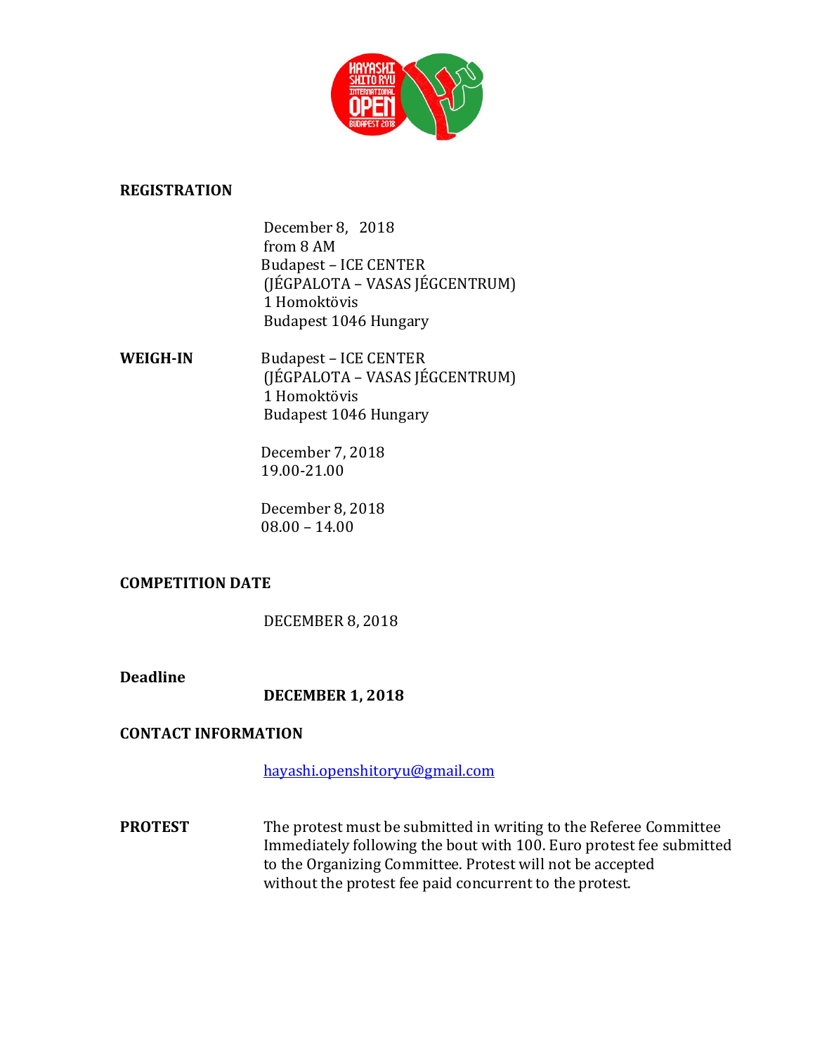**REGISTRATION**

December 8, 2018
from 8 AM
Budapest – ICE CENTER
(JÉGPALOTA – VASAS JÉGCENTRUM)
1 Homoktövis
Budapest 1046 Hungary

**WEIGH-IN**

Budapest – ICE CENTER
(JÉGPALOTA – VASAS JÉGCENTRUM)
1 Homoktövis
Budapest 1046 Hungary

December 7, 2018
19.00-21.00

December 8, 2018
08.00 – 14.00

**COMPETITION DATE**

DECEMBER 8, 2018

**Deadline**

**DECEMBER 1, 2018**

**CONTACT INFORMATION**

hayashi.openshitoryu@gmail.com

**PROTEST**

The protest must be submitted in writing to the Referee Committee Immediately following the bout with 100. Euro protest fee submitted to the Organizing Committee. Protest will not be accepted without the protest fee paid concurrent to the protest.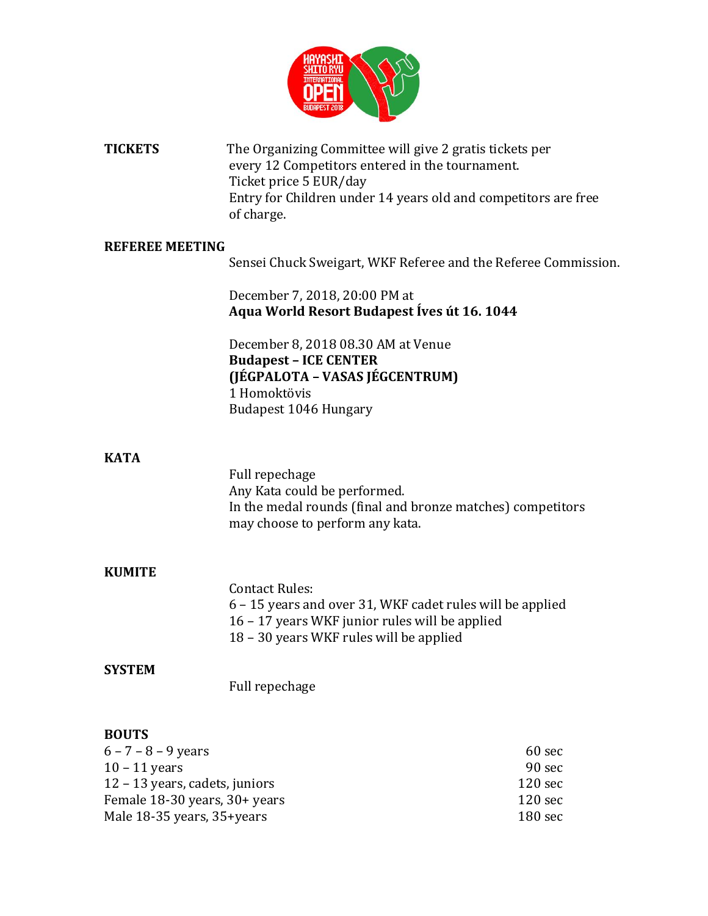**TICKETS**

The Organizing Committee will give 2 gratis tickets per every 12 Competitors entered in the tournament.
Ticket price 5 EUR/day
Entry for Children under 14 years old and competitors are free of charge.

**REFEREE MEETING**

Sensei Chuck Sweigart, WKF Referee and the Referee Commission.

December 7, 2018, 20:00 PM at
**Aqua World Resort Budapest Íves út 16. 1044**

December 8, 2018 08.30 AM at Venue
**Budapest – ICE CENTER**
**(JÉGPALOTA – VASAS JÉGCENTRUM)**
1 Homoktövis
Budapest 1046 Hungary

**KATA**

Full repechage
Any Kata could be performed.
In the medal rounds (final and bronze matches) competitors may choose to perform any kata.

**KUMITE**

Contact Rules:
6 – 15 years and over 31, WKF cadet rules will be applied
16 – 17 years WKF junior rules will be applied
18 – 30 years WKF rules will be applied

**SYSTEM**

Full repechage

**BOUTS**

| | |
|---|---|
| 6 – 7 – 8 – 9 years | 60 sec |
| 10 – 11 years | 90 sec |
| 12 – 13 years, cadets, juniors | 120 sec |
| Female 18-30 years, 30+ years | 120 sec |
| Male 18-35 years, 35+years | 180 sec |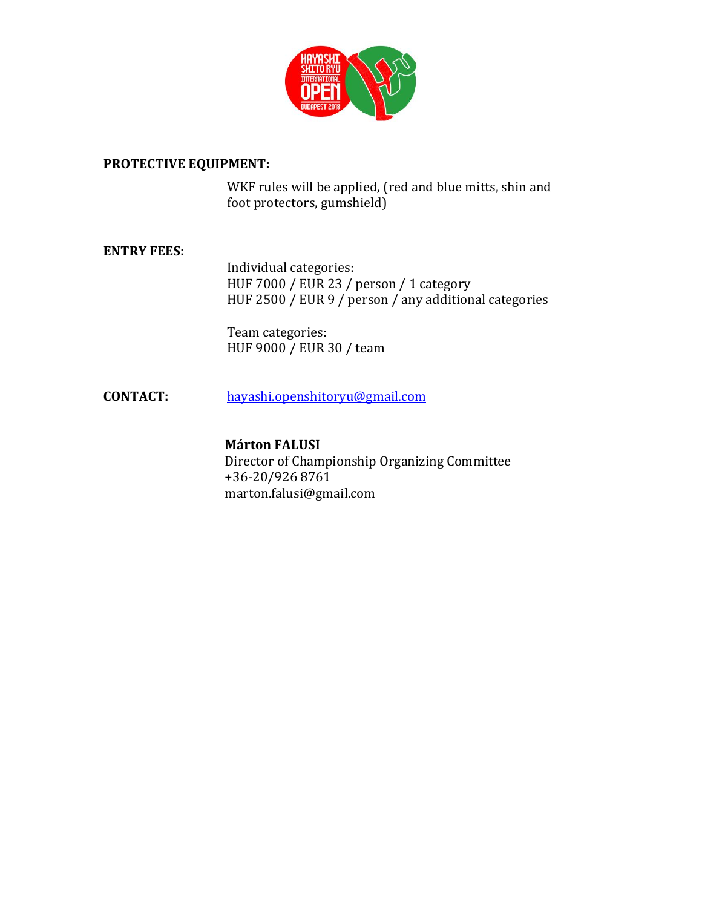**PROTECTIVE EQUIPMENT:**

WKF rules will be applied, (red and blue mitts, shin and foot protectors, gumshield)

**ENTRY FEES:**

Individual categories:
HUF 7000 / EUR 23 / person / 1 category
HUF 2500 / EUR 9 / person / any additional categories

Team categories:
HUF 9000 / EUR 30 / team

**CONTACT:** hayashi.openshitoryu@gmail.com

**Márton FALUSI**
Director of Championship Organizing Committee
+36-20/926 8761
marton.falusi@gmail.com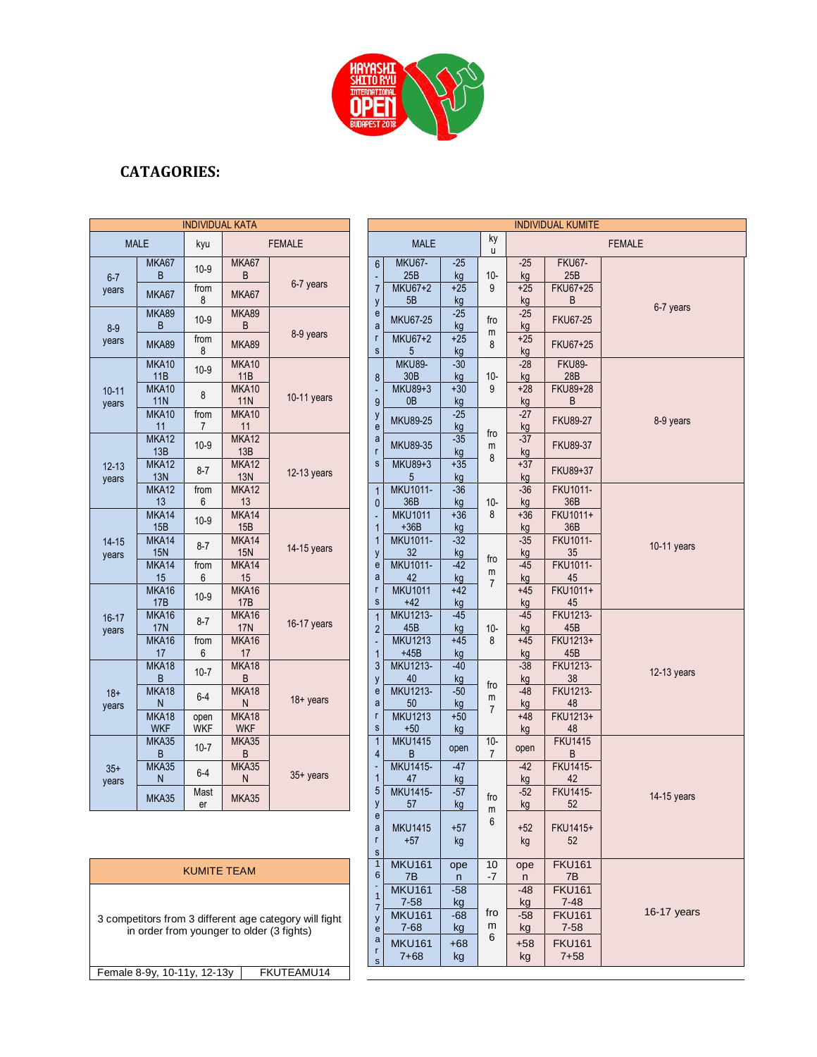## CATAGORIES:

| INDIVIDUAL KATA | | | | |
|---|---|---|---|---|
| MALE | | kyu | FEMALE | |
| 6-7 years | MKA67B | 10-9 | MKA67B | 6-7 years |
| | MKA67 | from 8 | MKA67 | |
| 8-9 years | MKA89B | 10-9 | MKA89B | 8-9 years |
| | MKA89 | from 8 | MKA89 | |
| 10-11 years | MKA1011B | 10-9 | MKA1011B | 10-11 years |
| | MKA1011N | 8 | MKA1011N | |
| | MKA1011 | from 7 | MKA1011 | |
| 12-13 years | MKA1213B | 10-9 | MKA1213B | 12-13 years |
| | MKA1213N | 8-7 | MKA1213N | |
| | MKA1213 | from 6 | MKA1213 | |
| 14-15 years | MKA1415B | 10-9 | MKA1415B | 14-15 years |
| | MKA1415N | 8-7 | MKA1415N | |
| | MKA1415 | from 6 | MKA1415 | |
| 16-17 years | MKA1617B | 10-9 | MKA1617B | 16-17 years |
| | MKA1617N | 8-7 | MKA1617N | |
| | MKA1617 | from 6 | MKA1617 | |
| 18+ years | MKA18B | 10-7 | MKA18B | 18+ years |
| | MKA18N | 6-4 | MKA18N | |
| | MKA18WKF | open WKF | MKA18WKF | |
| 35+ years | MKA35B | 10-7 | MKA35B | 35+ years |
| | MKA35N | 6-4 | MKA35N | |
| | MKA35 | Master | MKA35 | |

| KUMITE TEAM | |
|---|---|
| 3 competitors from 3 different age category will fight in order from younger to older (3 fights) | |
| Female 8-9y, 10-11y, 12-13y | FKUTEAMU14 |

| INDIVIDUAL KUMITE | | | | | | |
|---|---|---|---|---|---|---|
| MALE | | | kyu | FEMALE | | |
| 6-7 years | MKU67-25B | -25 kg | 10-9 | -25 kg | FKU67-25B | 6-7 years |
| | MKU67+25B | +25 kg | | +25 kg | FKU67+25B | |
| | MKU67-25 | -25 kg | from 8 | -25 kg | FKU67-25 | |
| | MKU67+25 | +25 kg | | +25 kg | FKU67+25 | |
| 8-9 years | MKU89-30B | -30 kg | 10-9 | -28 kg | FKU89-28B | 8-9 years |
| | MKU89+30B | +30 kg | | +28 kg | FKU89+28B | |
| | MKU89-25 | -25 kg | from 8 | -27 kg | FKU89-27 | |
| | MKU89-35 | -35 kg | | -37 kg | FKU89-37 | |
| | MKU89+35 | +35 kg | | +37 kg | FKU89+37 | |
| 10-11 years | MKU1011-36B | -36 kg | 10-8 | -36 kg | FKU1011-36B | 10-11 years |
| | MKU1011+36B | +36 kg | | +36 kg | FKU1011+36B | |
| | MKU1011-32 | -32 kg | from 7 | -35 kg | FKU1011-35 | |
| | MKU1011-42 | -42 kg | | -45 kg | FKU1011-45 | |
| | MKU1011+42 | +42 kg | | +45 kg | FKU1011+45 | |
| 12-13 years | MKU1213-45B | -45 kg | 10-8 | -45 kg | FKU1213-45B | 12-13 years |
| | MKU1213+45B | +45 kg | | +45 kg | FKU1213+45B | |
| | MKU1213-40 | -40 kg | from 7 | -38 kg | FKU1213-38 | |
| | MKU1213-50 | -50 kg | | -48 kg | FKU1213-48 | |
| | MKU1213+50 | +50 kg | | +48 kg | FKU1213+48 | |
| 14-15 years | MKU1415B | open | 10-7 | open | FKU1415B | 14-15 years |
| | MKU1415-47 | -47 kg | from 6 | -42 kg | FKU1415-42 | |
| | MKU1415-57 | -57 kg | | -52 kg | FKU1415-52 | |
| | MKU1415+57 | +57 kg | | +52 kg | FKU1415+52 | |
| 16-17 years | MKU1617B | open | 10-7 | open | FKU1617B | 16-17 years |
| | MKU1617-58 | -58 kg | from 6 | -48 kg | FKU1617-48 | |
| | MKU1617-68 | -68 kg | | -58 kg | FKU1617-58 | |
| | MKU1617+68 | +68 kg | | +58 kg | FKU1617+58 | |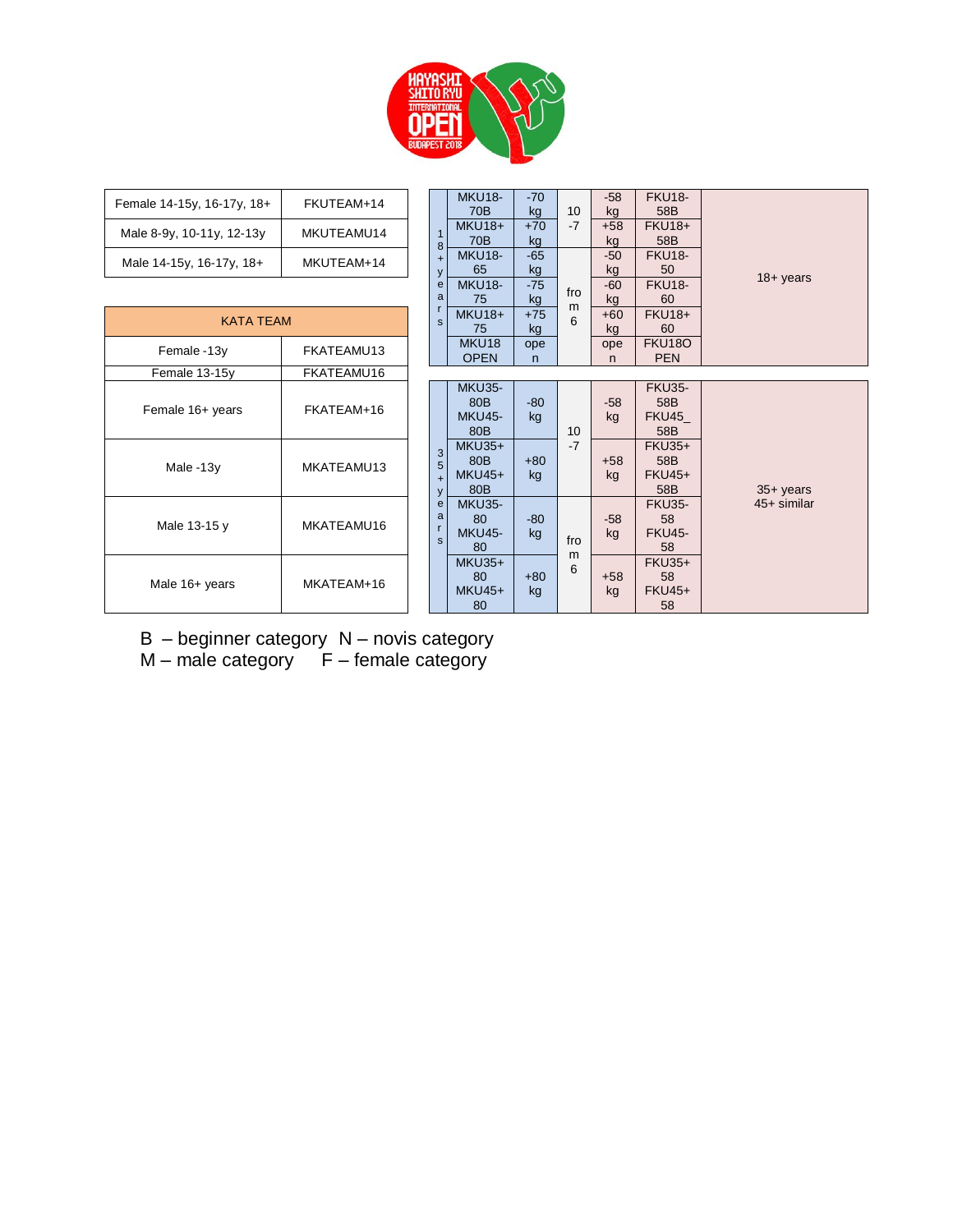| Female 14-15y, 16-17y, 18+ | FKUTEAM+14 |
|---|---|
| Male 8-9y, 10-11y, 12-13y | MKUTEAMU14 |
| Male 14-15y, 16-17y, 18+ | MKUTEAM+14 |

| KATA TEAM | |
|---|---|
| Female -13y | FKATEAMU13 |
| Female 13-15y | FKATEAMU16 |
| Female 16+ years | FKATEAM+16 |
| Male -13y | MKATEAMU13 |
| Male 13-15 y | MKATEAMU16 |
| Male 16+ years | MKATEAM+16 |

| | | | | | | |
|---|---|---|---|---|---|---|
| 18+ years | MKU18-70B | -70 kg | 10-7 | -58 kg | FKU18-58B | 18+ years |
| | MKU18+70B | +70 kg | | +58 kg | FKU18+58B | |
| | MKU18-65 | -65 kg | from 6 | -50 kg | FKU18-50 | |
| | MKU18-75 | -75 kg | | -60 kg | FKU18-60 | |
| | MKU18+75 | +75 kg | | +60 kg | FKU18+60 | |
| | MKU18 OPEN | open | | open | FKU18OPEN | |

| | | | | | | |
|---|---|---|---|---|---|---|
| 35+ years | MKU35-80B MKU45-80B | -80 kg | 10-7 | -58 kg | FKU35-58B FKU45_58B | 35+ years 45+ similar |
| | MKU35+80B MKU45+80B | +80 kg | | +58 kg | FKU35+58B FKU45+58B | |
| | MKU35-80 MKU45-80 | -80 kg | from 6 | -58 kg | FKU35-58 FKU45-58 | |
| | MKU35+80 MKU45+80 | +80 kg | | +58 kg | FKU35+58 FKU45+58 | |

B – beginner category N – novis category
M – male category F – female category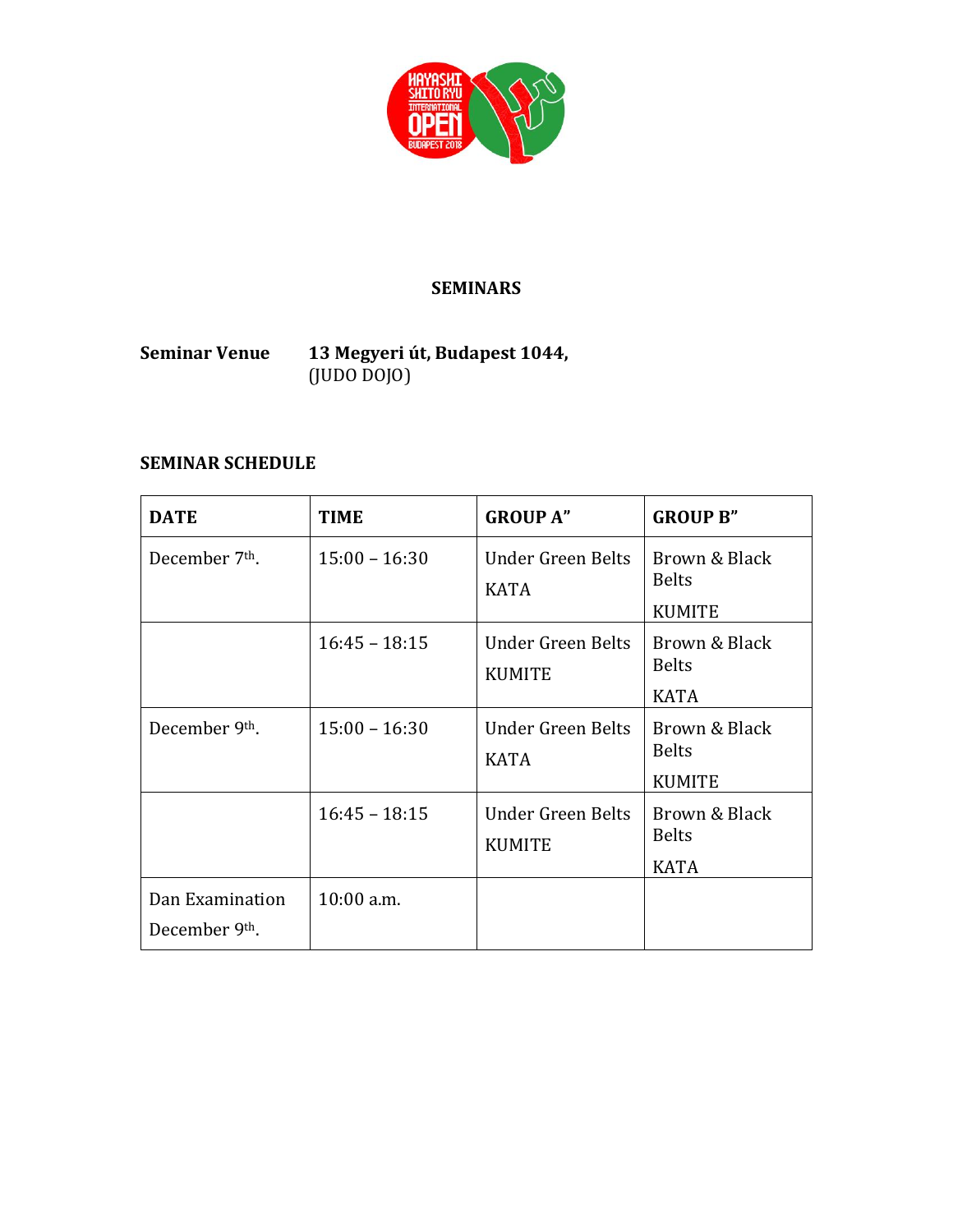## SEMINARS

**Seminar Venue** **13 Megyeri út, Budapest 1044,**
(JUDO DOJO)

**SEMINAR SCHEDULE**

| **DATE** | **TIME** | **GROUP A"** | **GROUP B"** |
|---|---|---|---|
| December 7th. | 15:00 – 16:30 | Under Green Belts KATA | Brown & Black Belts KUMITE |
| | 16:45 – 18:15 | Under Green Belts KUMITE | Brown & Black Belts KATA |
| December 9th. | 15:00 – 16:30 | Under Green Belts KATA | Brown & Black Belts KUMITE |
| | 16:45 – 18:15 | Under Green Belts KUMITE | Brown & Black Belts KATA |
| Dan Examination December 9th. | 10:00 a.m. | | |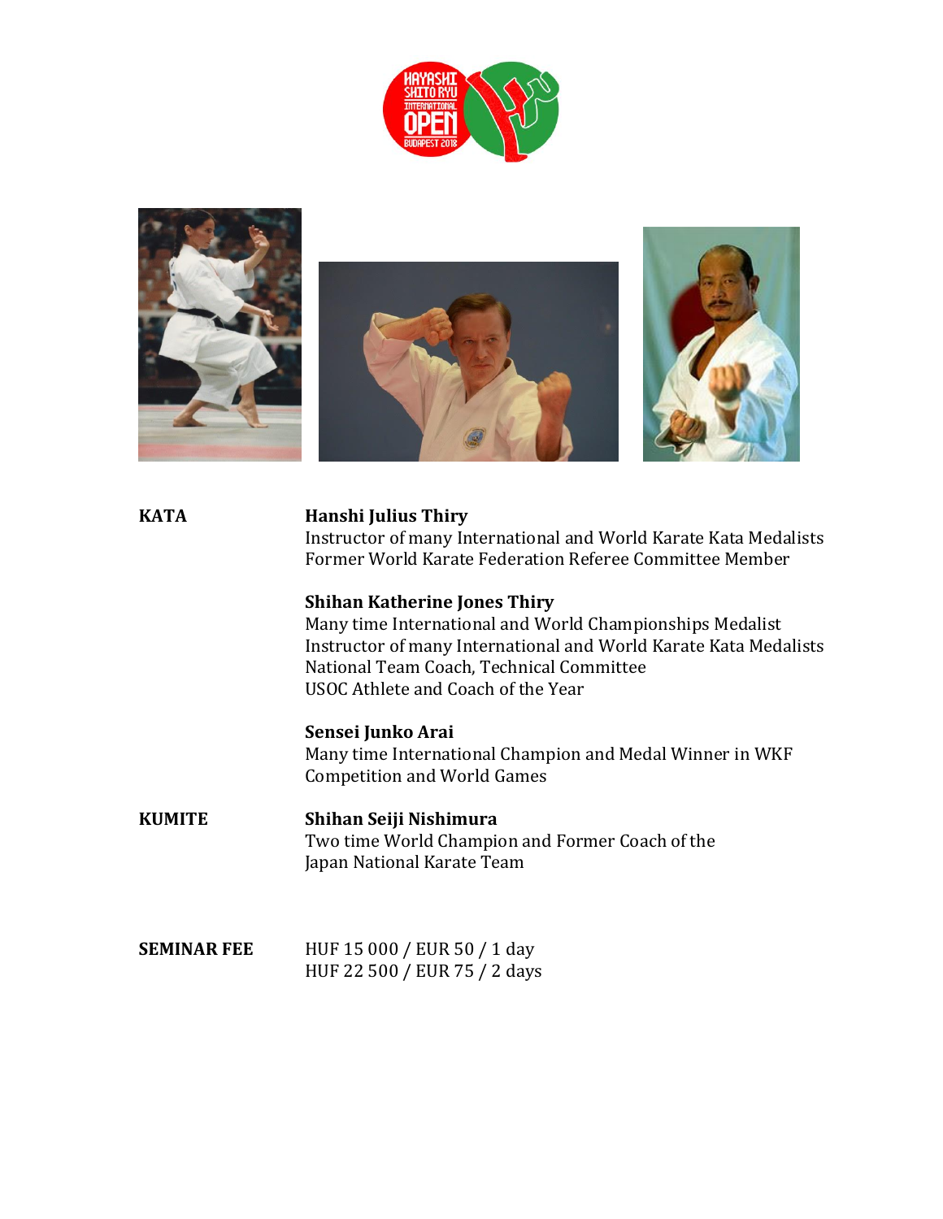**KATA**

**Hanshi Julius Thiry**
Instructor of many International and World Karate Kata Medalists
Former World Karate Federation Referee Committee Member

**Shihan Katherine Jones Thiry**
Many time International and World Championships Medalist
Instructor of many International and World Karate Kata Medalists
National Team Coach, Technical Committee
USOC Athlete and Coach of the Year

**Sensei Junko Arai**
Many time International Champion and Medal Winner in WKF Competition and World Games

**KUMITE**

**Shihan Seiji Nishimura**
Two time World Champion and Former Coach of the Japan National Karate Team

**SEMINAR FEE**

HUF 15 000 / EUR 50 / 1 day
HUF 22 500 / EUR 75 / 2 days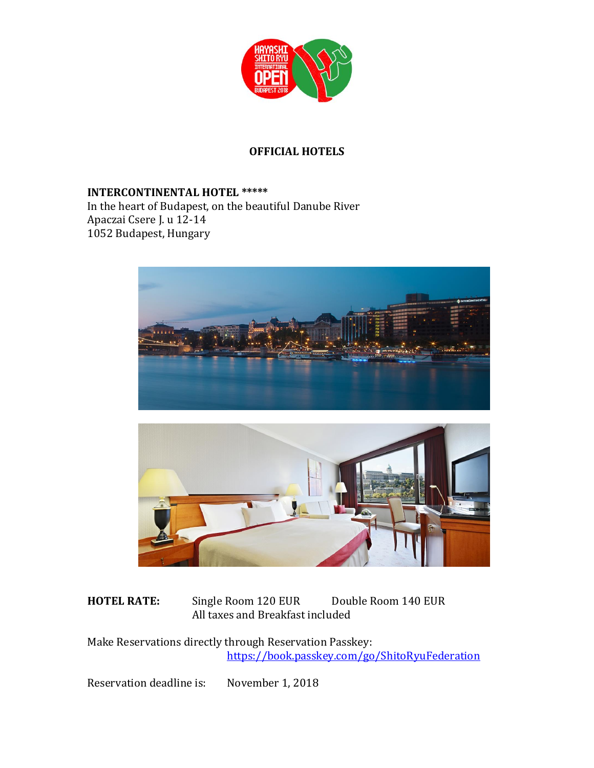## OFFICIAL HOTELS

**INTERCONTINENTAL HOTEL** *****

In the heart of Budapest, on the beautiful Danube River
Apaczai Csere J. u 12-14
1052 Budapest, Hungary

**HOTEL RATE:** Single Room 120 EUR Double Room 140 EUR
All taxes and Breakfast included

Make Reservations directly through Reservation Passkey:
https://book.passkey.com/go/ShitoRyuFederation

Reservation deadline is: November 1, 2018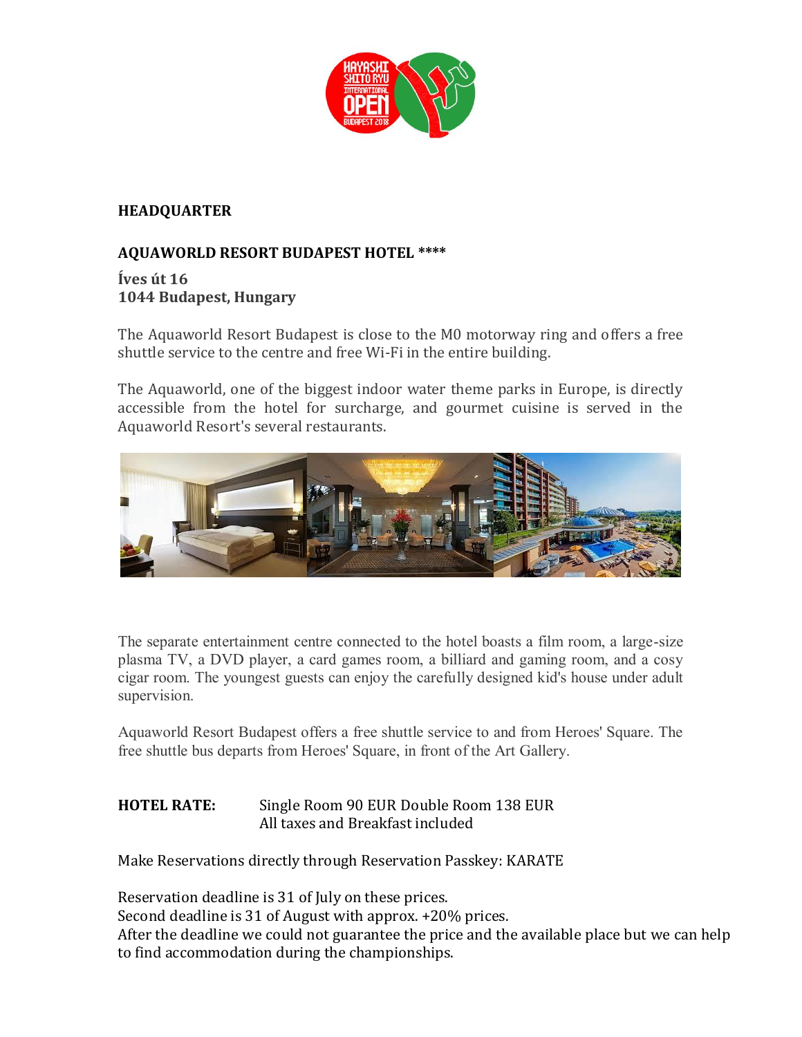## HEADQUARTER

### AQUAWORLD RESORT BUDAPEST HOTEL ****

**Íves út 16**
**1044 Budapest, Hungary**

The Aquaworld Resort Budapest is close to the M0 motorway ring and offers a free shuttle service to the centre and free Wi-Fi in the entire building.

The Aquaworld, one of the biggest indoor water theme parks in Europe, is directly accessible from the hotel for surcharge, and gourmet cuisine is served in the Aquaworld Resort's several restaurants.

The separate entertainment centre connected to the hotel boasts a film room, a large-size plasma TV, a DVD player, a card games room, a billiard and gaming room, and a cosy cigar room. The youngest guests can enjoy the carefully designed kid's house under adult supervision.

Aquaworld Resort Budapest offers a free shuttle service to and from Heroes' Square. The free shuttle bus departs from Heroes' Square, in front of the Art Gallery.

**HOTEL RATE:** Single Room 90 EUR Double Room 138 EUR
All taxes and Breakfast included

Make Reservations directly through Reservation Passkey: KARATE

Reservation deadline is 31 of July on these prices.
Second deadline is 31 of August with approx. +20% prices.
After the deadline we could not guarantee the price and the available place but we can help to find accommodation during the championships.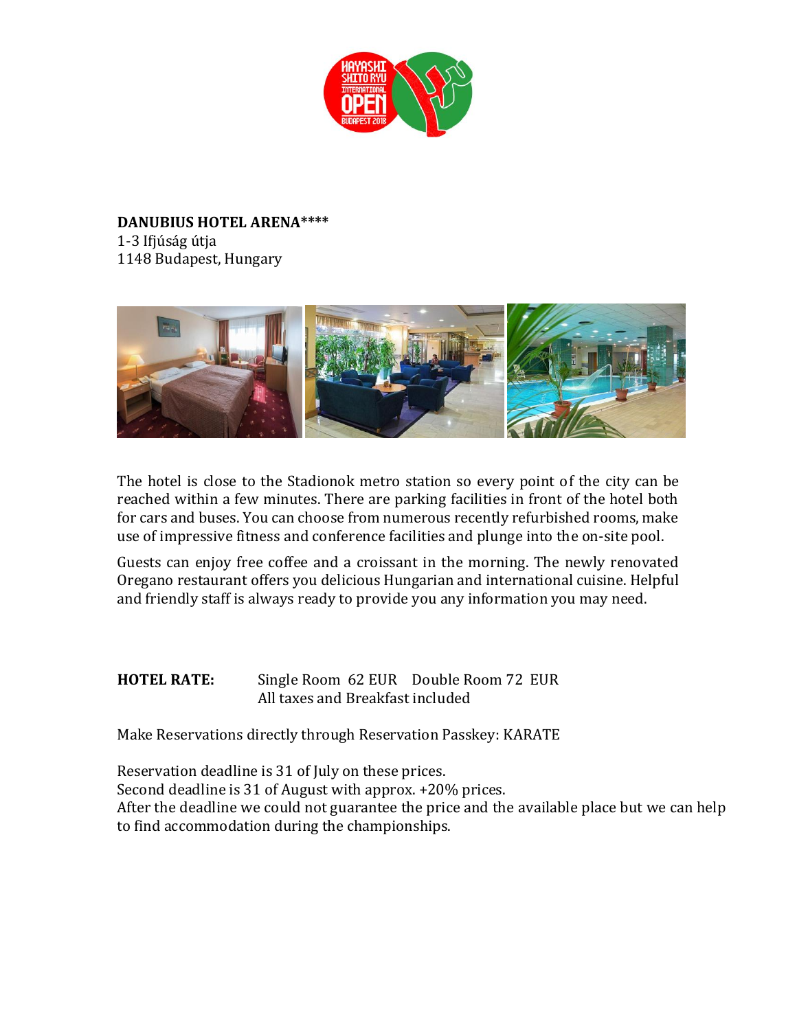**DANUBIUS HOTEL ARENA\*\*\*\***
1-3 Ifjúság útja
1148 Budapest, Hungary

The hotel is close to the Stadionok metro station so every point of the city can be reached within a few minutes. There are parking facilities in front of the hotel both for cars and buses. You can choose from numerous recently refurbished rooms, make use of impressive fitness and conference facilities and plunge into the on-site pool.

Guests can enjoy free coffee and a croissant in the morning. The newly renovated Oregano restaurant offers you delicious Hungarian and international cuisine. Helpful and friendly staff is always ready to provide you any information you may need.

**HOTEL RATE:** Single Room 62 EUR Double Room 72 EUR
All taxes and Breakfast included

Make Reservations directly through Reservation Passkey: KARATE

Reservation deadline is 31 of July on these prices.
Second deadline is 31 of August with approx. +20% prices.
After the deadline we could not guarantee the price and the available place but we can help to find accommodation during the championships.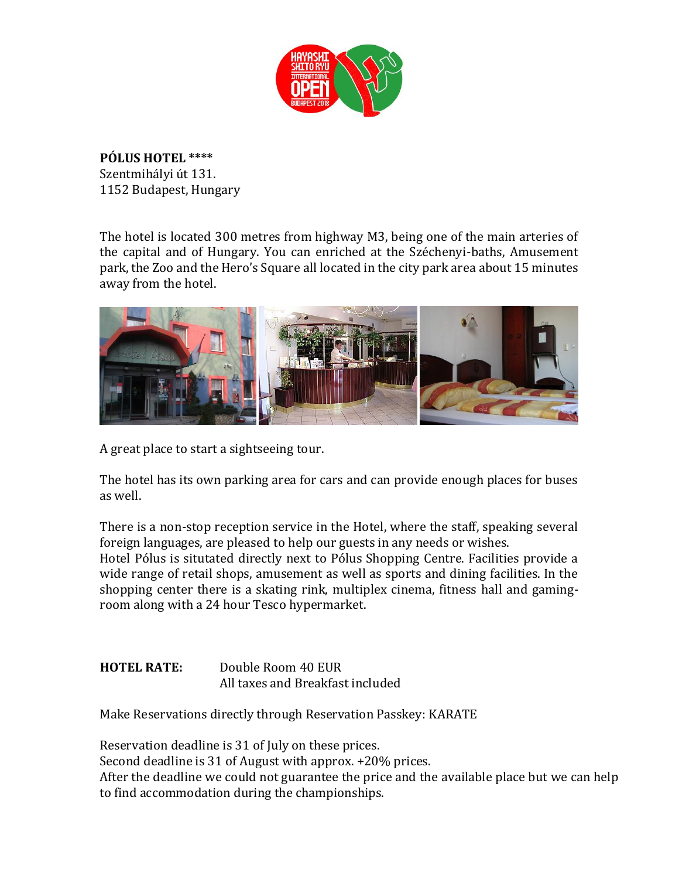**PÓLUS HOTEL** ****
Szentmihályi út 131.
1152 Budapest, Hungary

The hotel is located 300 metres from highway M3, being one of the main arteries of the capital and of Hungary. You can enriched at the Széchenyi-baths, Amusement park, the Zoo and the Hero's Square all located in the city park area about 15 minutes away from the hotel.

A great place to start a sightseeing tour.

The hotel has its own parking area for cars and can provide enough places for buses as well.

There is a non-stop reception service in the Hotel, where the staff, speaking several foreign languages, are pleased to help our guests in any needs or wishes.
Hotel Pólus is situtated directly next to Pólus Shopping Centre. Facilities provide a wide range of retail shops, amusement as well as sports and dining facilities. In the shopping center there is a skating rink, multiplex cinema, fitness hall and gaming-room along with a 24 hour Tesco hypermarket.

**HOTEL RATE:** Double Room 40 EUR
All taxes and Breakfast included

Make Reservations directly through Reservation Passkey: KARATE

Reservation deadline is 31 of July on these prices.
Second deadline is 31 of August with approx. +20% prices.
After the deadline we could not guarantee the price and the available place but we can help to find accommodation during the championships.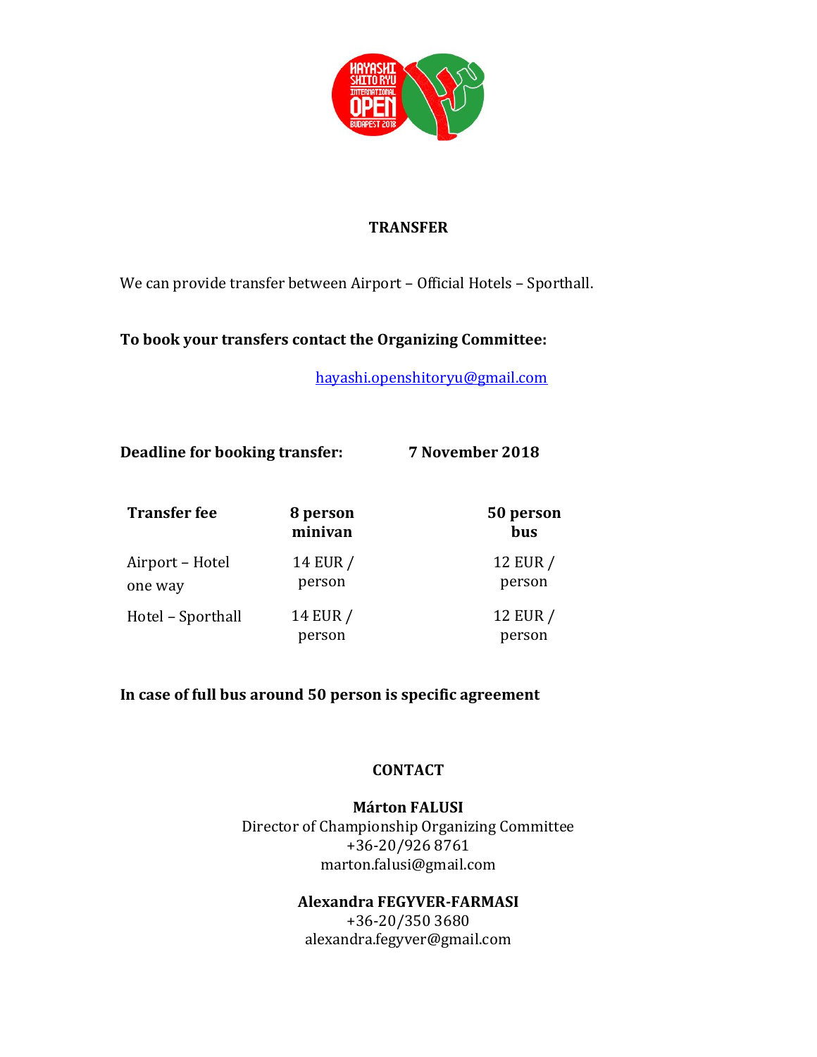## TRANSFER

We can provide transfer between Airport – Official Hotels – Sporthall.

**To book your transfers contact the Organizing Committee:**

hayashi.openshitoryu@gmail.com

**Deadline for booking transfer: 7 November 2018**

| Transfer fee | 8 person minivan | 50 person bus |
|---|---|---|
| Airport – Hotel one way | 14 EUR / person | 12 EUR / person |
| Hotel – Sporthall | 14 EUR / person | 12 EUR / person |

**In case of full bus around 50 person is specific agreement**

## CONTACT

**Márton FALUSI**
Director of Championship Organizing Committee
+36-20/926 8761
marton.falusi@gmail.com

**Alexandra FEGYVER-FARMASI**
+36-20/350 3680
alexandra.fegyver@gmail.com